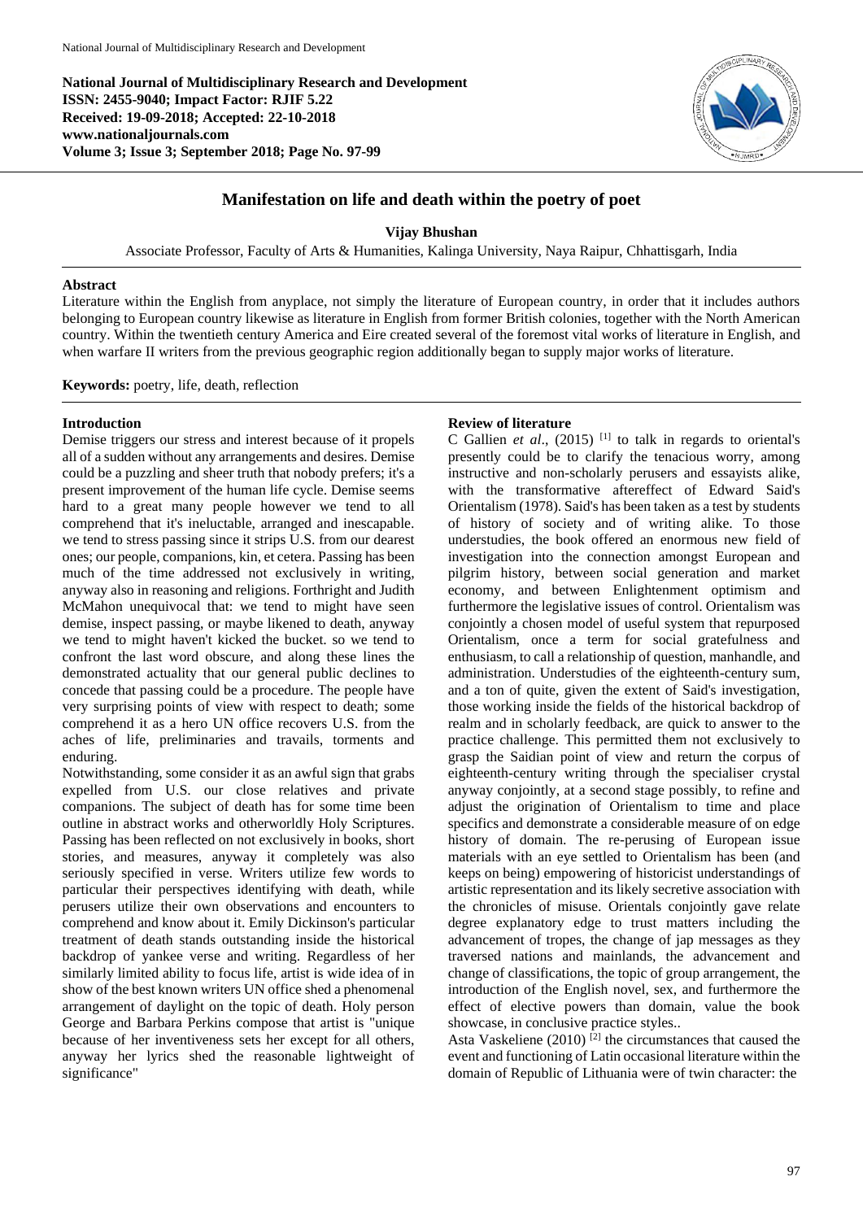**National Journal of Multidisciplinary Research and Development**
**ISSN: 2455-9040; Impact Factor: RJIF 5.22**
**Received: 19-09-2018; Accepted: 22-10-2018**
**www.nationaljournals.com**
**Volume 3; Issue 3; September 2018; Page No. 97-99**

# Manifestation on life and death within the poetry of poet

**Vijay Bhushan**

Associate Professor, Faculty of Arts & Humanities, Kalinga University, Naya Raipur, Chhattisgarh, India

## Abstract

Literature within the English from anyplace, not simply the literature of European country, in order that it includes authors belonging to European country likewise as literature in English from former British colonies, together with the North American country. Within the twentieth century America and Eire created several of the foremost vital works of literature in English, and when warfare II writers from the previous geographic region additionally began to supply major works of literature.

**Keywords:** poetry, life, death, reflection

## Introduction

Demise triggers our stress and interest because of it propels all of a sudden without any arrangements and desires. Demise could be a puzzling and sheer truth that nobody prefers; it's a present improvement of the human life cycle. Demise seems hard to a great many people however we tend to all comprehend that it's ineluctable, arranged and inescapable. we tend to stress passing since it strips U.S. from our dearest ones; our people, companions, kin, et cetera. Passing has been much of the time addressed not exclusively in writing, anyway also in reasoning and religions. Forthright and Judith McMahon unequivocal that: we tend to might have seen demise, inspect passing, or maybe likened to death, anyway we tend to might haven't kicked the bucket. so we tend to confront the last word obscure, and along these lines the demonstrated actuality that our general public declines to concede that passing could be a procedure. The people have very surprising points of view with respect to death; some comprehend it as a hero UN office recovers U.S. from the aches of life, preliminaries and travails, torments and enduring.

Notwithstanding, some consider it as an awful sign that grabs expelled from U.S. our close relatives and private companions. The subject of death has for some time been outline in abstract works and otherworldly Holy Scriptures. Passing has been reflected on not exclusively in books, short stories, and measures, anyway it completely was also seriously specified in verse. Writers utilize few words to particular their perspectives identifying with death, while perusers utilize their own observations and encounters to comprehend and know about it. Emily Dickinson's particular treatment of death stands outstanding inside the historical backdrop of yankee verse and writing. Regardless of her similarly limited ability to focus life, artist is wide idea of in show of the best known writers UN office shed a phenomenal arrangement of daylight on the topic of death. Holy person George and Barbara Perkins compose that artist is "unique because of her inventiveness sets her except for all others, anyway her lyrics shed the reasonable lightweight of significance"

## Review of literature

C Gallien *et al*., (2015) [1] to talk in regards to oriental's presently could be to clarify the tenacious worry, among instructive and non-scholarly perusers and essayists alike, with the transformative aftereffect of Edward Said's Orientalism (1978). Said's has been taken as a test by students of history of society and of writing alike. To those understudies, the book offered an enormous new field of investigation into the connection amongst European and pilgrim history, between social generation and market economy, and between Enlightenment optimism and furthermore the legislative issues of control. Orientalism was conjointly a chosen model of useful system that repurposed Orientalism, once a term for social gratefulness and enthusiasm, to call a relationship of question, manhandle, and administration. Understudies of the eighteenth-century sum, and a ton of quite, given the extent of Said's investigation, those working inside the fields of the historical backdrop of realm and in scholarly feedback, are quick to answer to the practice challenge. This permitted them not exclusively to grasp the Saidian point of view and return the corpus of eighteenth-century writing through the specialiser crystal anyway conjointly, at a second stage possibly, to refine and adjust the origination of Orientalism to time and place specifics and demonstrate a considerable measure of on edge history of domain. The re-perusing of European issue materials with an eye settled to Orientalism has been (and keeps on being) empowering of historicist understandings of artistic representation and its likely secretive association with the chronicles of misuse. Orientals conjointly gave relate degree explanatory edge to trust matters including the advancement of tropes, the change of jap messages as they traversed nations and mainlands, the advancement and change of classifications, the topic of group arrangement, the introduction of the English novel, sex, and furthermore the effect of elective powers than domain, value the book showcase, in conclusive practice styles..

Asta Vaskeliene (2010) [2] the circumstances that caused the event and functioning of Latin occasional literature within the domain of Republic of Lithuania were of twin character: the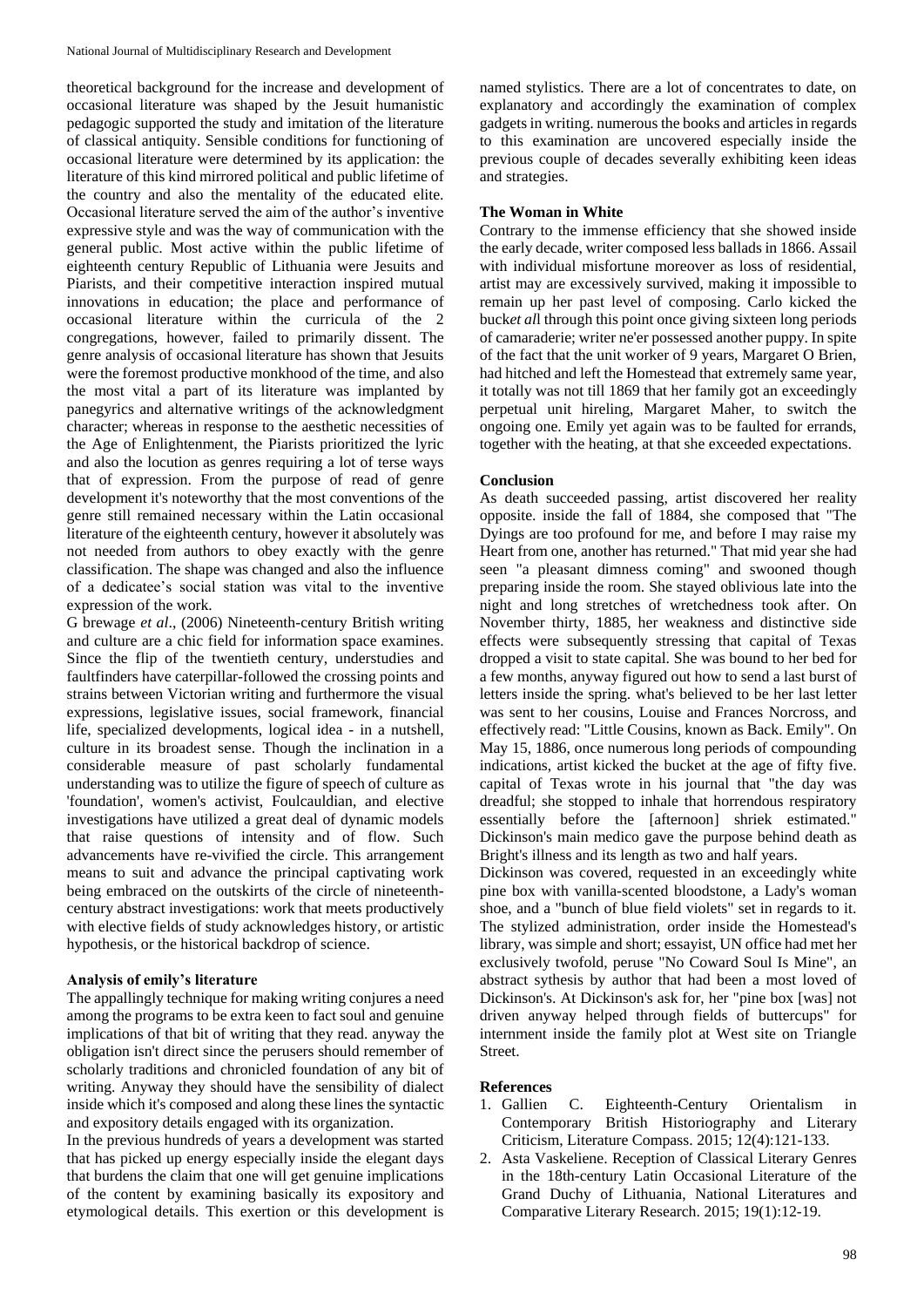theoretical background for the increase and development of occasional literature was shaped by the Jesuit humanistic pedagogic supported the study and imitation of the literature of classical antiquity. Sensible conditions for functioning of occasional literature were determined by its application: the literature of this kind mirrored political and public lifetime of the country and also the mentality of the educated elite. Occasional literature served the aim of the author's inventive expressive style and was the way of communication with the general public. Most active within the public lifetime of eighteenth century Republic of Lithuania were Jesuits and Piarists, and their competitive interaction inspired mutual innovations in education; the place and performance of occasional literature within the curricula of the 2 congregations, however, failed to primarily dissent. The genre analysis of occasional literature has shown that Jesuits were the foremost productive monkhood of the time, and also the most vital a part of its literature was implanted by panegyrics and alternative writings of the acknowledgment character; whereas in response to the aesthetic necessities of the Age of Enlightenment, the Piarists prioritized the lyric and also the locution as genres requiring a lot of terse ways that of expression. From the purpose of read of genre development it's noteworthy that the most conventions of the genre still remained necessary within the Latin occasional literature of the eighteenth century, however it absolutely was not needed from authors to obey exactly with the genre classification. The shape was changed and also the influence of a dedicatee's social station was vital to the inventive expression of the work.

G brewage *et al*., (2006) Nineteenth-century British writing and culture are a chic field for information space examines. Since the flip of the twentieth century, understudies and faultfinders have caterpillar-followed the crossing points and strains between Victorian writing and furthermore the visual expressions, legislative issues, social framework, financial life, specialized developments, logical idea - in a nutshell, culture in its broadest sense. Though the inclination in a considerable measure of past scholarly fundamental understanding was to utilize the figure of speech of culture as 'foundation', women's activist, Foulcauldian, and elective investigations have utilized a great deal of dynamic models that raise questions of intensity and of flow. Such advancements have re-vivified the circle. This arrangement means to suit and advance the principal captivating work being embraced on the outskirts of the circle of nineteenth-century abstract investigations: work that meets productively with elective fields of study acknowledges history, or artistic hypothesis, or the historical backdrop of science.

## Analysis of emily's literature

The appallingly technique for making writing conjures a need among the programs to be extra keen to fact soul and genuine implications of that bit of writing that they read. anyway the obligation isn't direct since the perusers should remember of scholarly traditions and chronicled foundation of any bit of writing. Anyway they should have the sensibility of dialect inside which it's composed and along these lines the syntactic and expository details engaged with its organization.

In the previous hundreds of years a development was started that has picked up energy especially inside the elegant days that burdens the claim that one will get genuine implications of the content by examining basically its expository and etymological details. This exertion or this development is named stylistics. There are a lot of concentrates to date, on explanatory and accordingly the examination of complex gadgets in writing. numerous the books and articles in regards to this examination are uncovered especially inside the previous couple of decades severally exhibiting keen ideas and strategies.

## The Woman in White

Contrary to the immense efficiency that she showed inside the early decade, writer composed less ballads in 1866. Assail with individual misfortune moreover as loss of residential, artist may are excessively survived, making it impossible to remain up her past level of composing. Carlo kicked the buck*et al*l through this point once giving sixteen long periods of camaraderie; writer ne'er possessed another puppy. In spite of the fact that the unit worker of 9 years, Margaret O Brien, had hitched and left the Homestead that extremely same year, it totally was not till 1869 that her family got an exceedingly perpetual unit hireling, Margaret Maher, to switch the ongoing one. Emily yet again was to be faulted for errands, together with the heating, at that she exceeded expectations.

## Conclusion

As death succeeded passing, artist discovered her reality opposite. inside the fall of 1884, she composed that "The Dyings are too profound for me, and before I may raise my Heart from one, another has returned." That mid year she had seen "a pleasant dimness coming" and swooned though preparing inside the room. She stayed oblivious late into the night and long stretches of wretchedness took after. On November thirty, 1885, her weakness and distinctive side effects were subsequently stressing that capital of Texas dropped a visit to state capital. She was bound to her bed for a few months, anyway figured out how to send a last burst of letters inside the spring. what's believed to be her last letter was sent to her cousins, Louise and Frances Norcross, and effectively read: "Little Cousins, known as Back. Emily". On May 15, 1886, once numerous long periods of compounding indications, artist kicked the bucket at the age of fifty five. capital of Texas wrote in his journal that "the day was dreadful; she stopped to inhale that horrendous respiratory essentially before the [afternoon] shriek estimated." Dickinson's main medico gave the purpose behind death as Bright's illness and its length as two and half years.

Dickinson was covered, requested in an exceedingly white pine box with vanilla-scented bloodstone, a Lady's woman shoe, and a "bunch of blue field violets" set in regards to it. The stylized administration, order inside the Homestead's library, was simple and short; essayist, UN office had met her exclusively twofold, peruse "No Coward Soul Is Mine", an abstract sythesis by author that had been a most loved of Dickinson's. At Dickinson's ask for, her "pine box [was] not driven anyway helped through fields of buttercups" for internment inside the family plot at West site on Triangle Street.

## References

1. Gallien C. Eighteenth-Century Orientalism in Contemporary British Historiography and Literary Criticism, Literature Compass. 2015; 12(4):121-133.
2. Asta Vaskeliene. Reception of Classical Literary Genres in the 18th-century Latin Occasional Literature of the Grand Duchy of Lithuania, National Literatures and Comparative Literary Research. 2015; 19(1):12-19.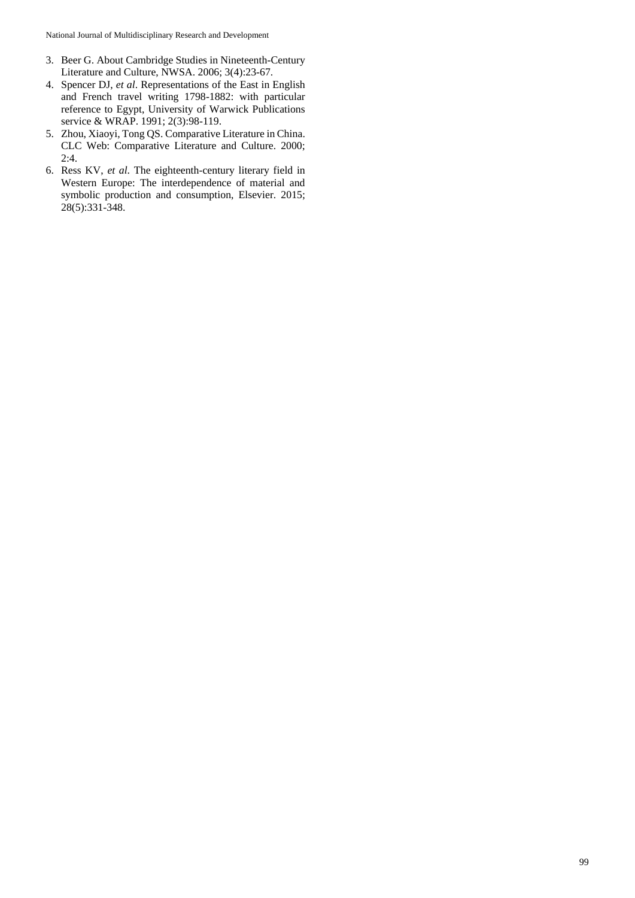3. Beer G. About Cambridge Studies in Nineteenth-Century Literature and Culture, NWSA. 2006; 3(4):23-67.
4. Spencer DJ, *et al*. Representations of the East in English and French travel writing 1798-1882: with particular reference to Egypt, University of Warwick Publications service & WRAP. 1991; 2(3):98-119.
5. Zhou, Xiaoyi, Tong QS. Comparative Literature in China. CLC Web: Comparative Literature and Culture. 2000; 2:4.
6. Ress KV, *et al*. The eighteenth-century literary field in Western Europe: The interdependence of material and symbolic production and consumption, Elsevier. 2015; 28(5):331-348.